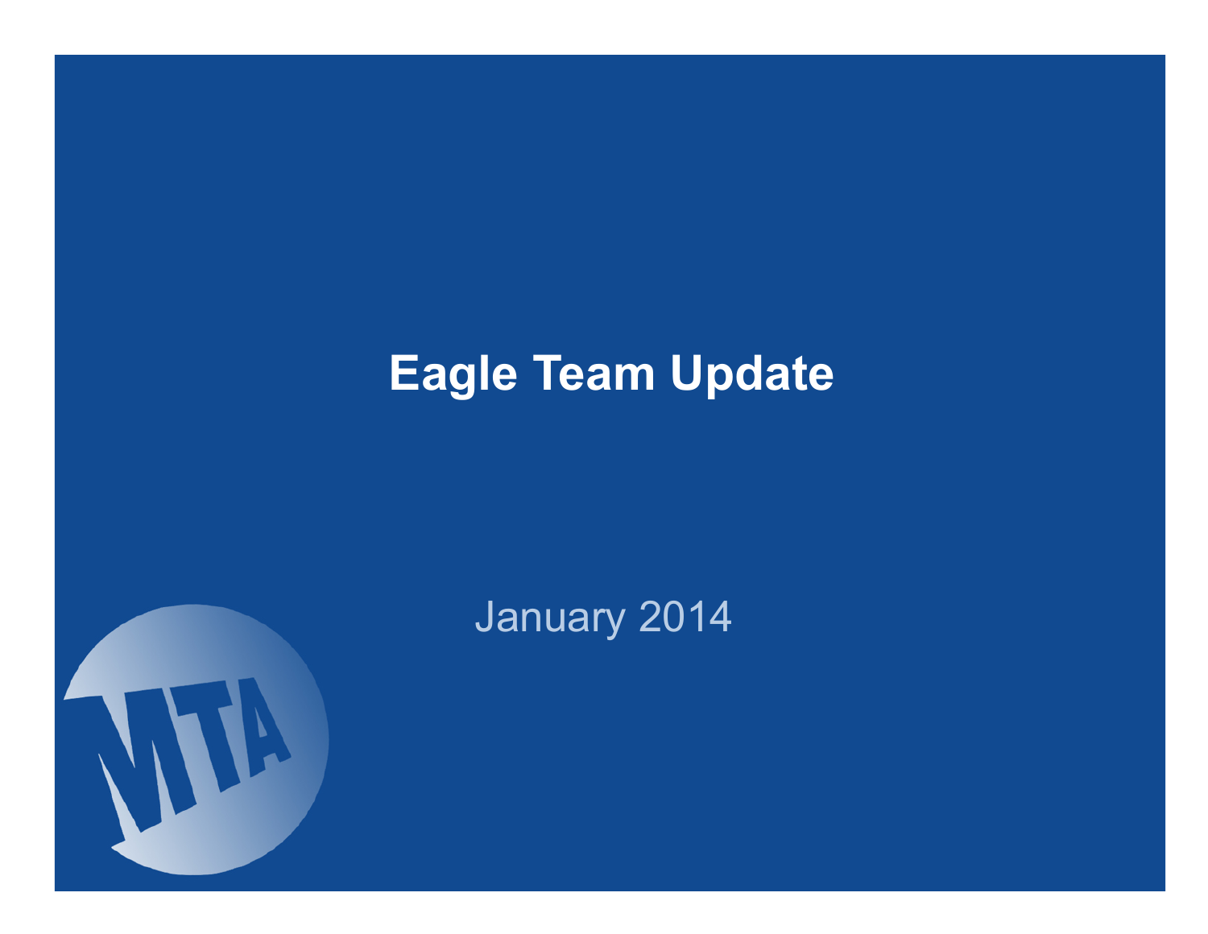# Eagle Team Update

January 2014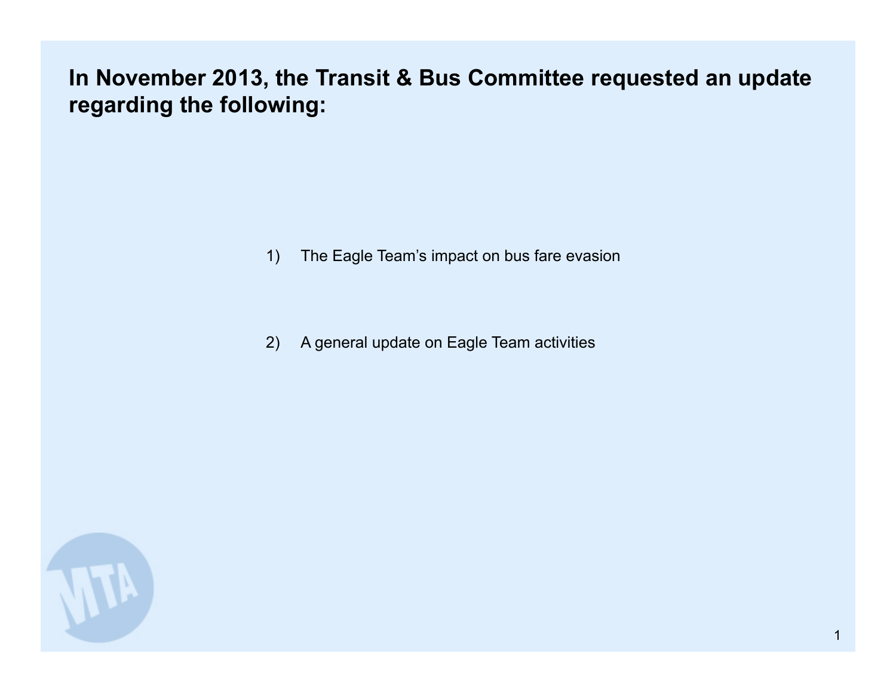**In November 2013, the Transit & Bus Committee requested an update regarding the following:**

1) The Eagle Team's impact on bus fare evasion

2) A general update on Eagle Team activities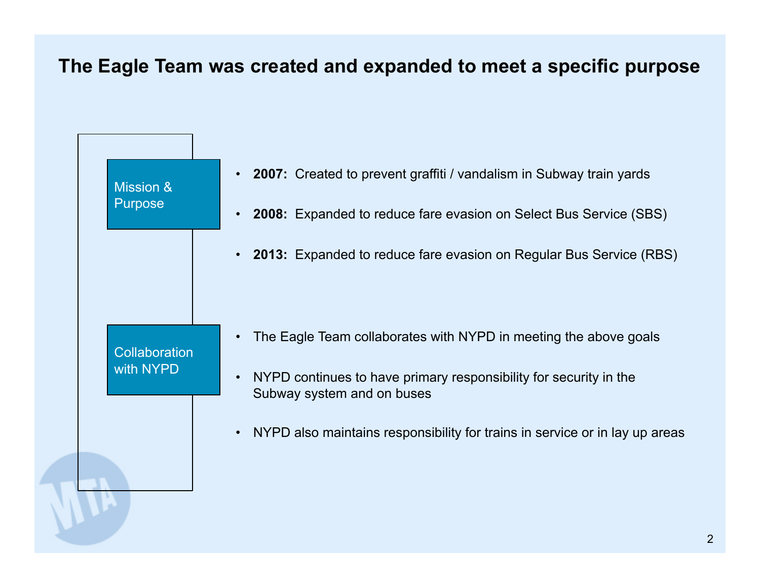# The Eagle Team was created and expanded to meet a specific purpose

## Mission & Purpose

- **2007:** Created to prevent graffiti / vandalism in Subway train yards
- **2008:** Expanded to reduce fare evasion on Select Bus Service (SBS)
- **2013:** Expanded to reduce fare evasion on Regular Bus Service (RBS)

## Collaboration with NYPD

- The Eagle Team collaborates with NYPD in meeting the above goals
- NYPD continues to have primary responsibility for security in the Subway system and on buses
- NYPD also maintains responsibility for trains in service or in lay up areas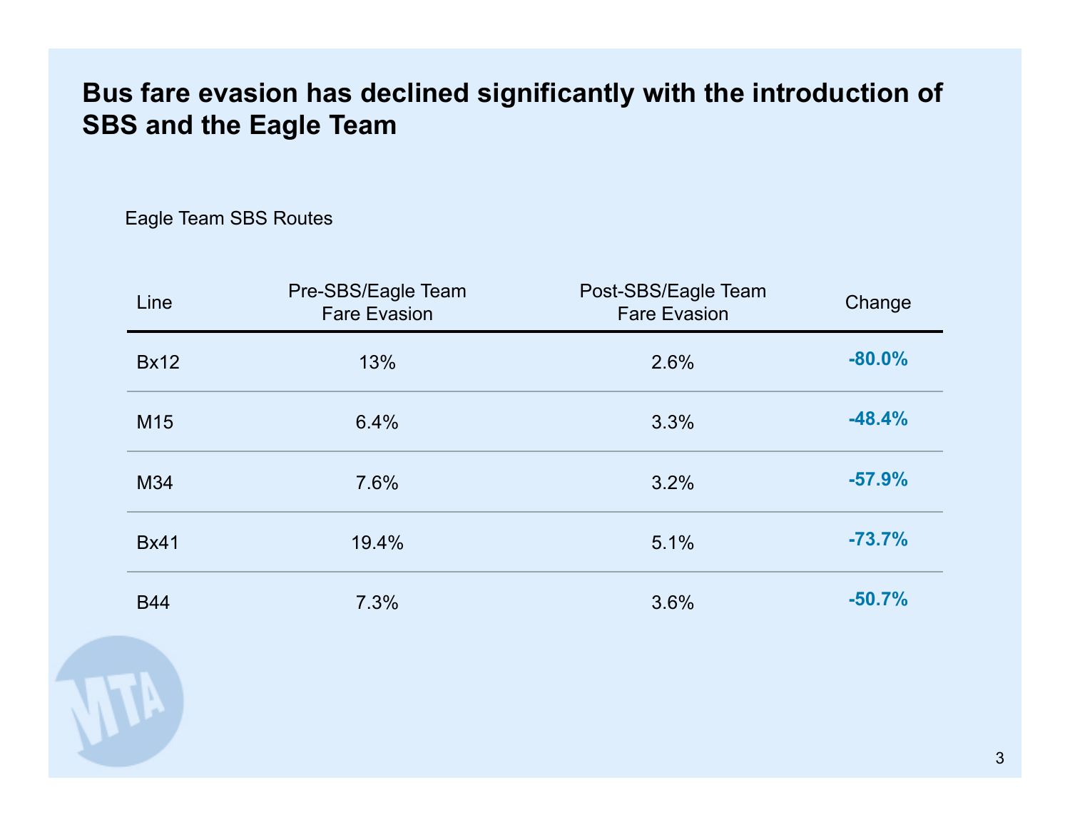# Bus fare evasion has declined significantly with the introduction of SBS and the Eagle Team

Eagle Team SBS Routes

| Line | Pre-SBS/Eagle Team Fare Evasion | Post-SBS/Eagle Team Fare Evasion | Change |
|---|---|---|---|
| Bx12 | 13% | 2.6% | **-80.0%** |
| M15 | 6.4% | 3.3% | **-48.4%** |
| M34 | 7.6% | 3.2% | **-57.9%** |
| Bx41 | 19.4% | 5.1% | **-73.7%** |
| B44 | 7.3% | 3.6% | **-50.7%** |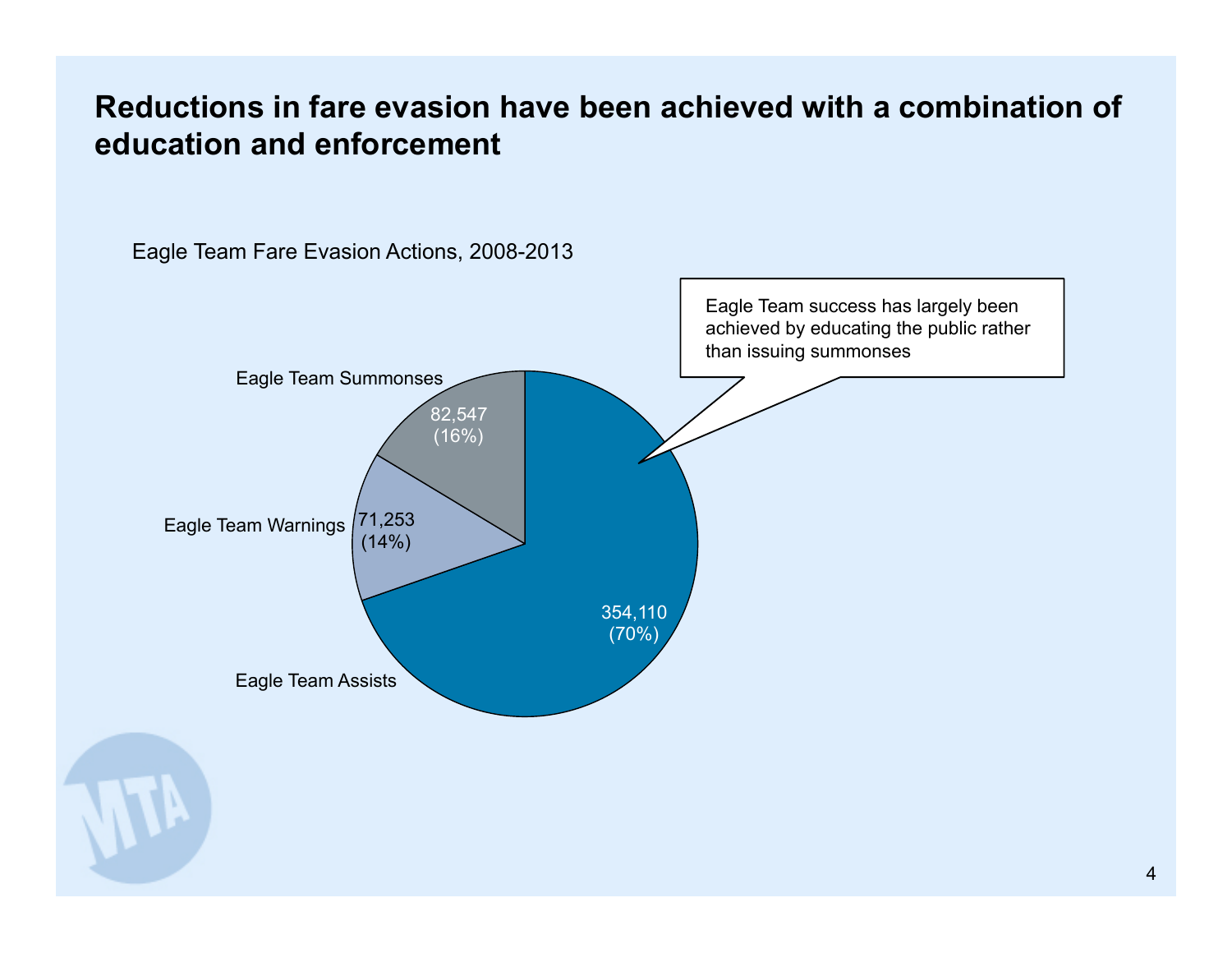# Reductions in fare evasion have been achieved with a combination of education and enforcement

Eagle Team Fare Evasion Actions, 2008-2013

| Category | Count | Percent |
|---|---|---|
| Eagle Team Summonses | 82,547 | 16% |
| Eagle Team Warnings | 71,253 | 14% |
| Eagle Team Assists | 354,110 | 70% |

Eagle Team success has largely been achieved by educating the public rather than issuing summonses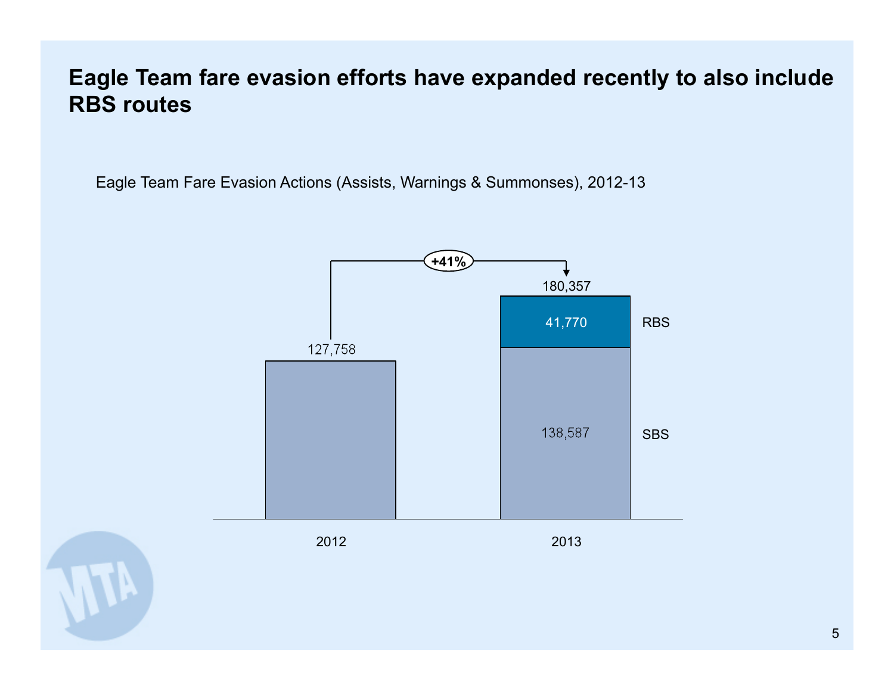# Eagle Team fare evasion efforts have expanded recently to also include RBS routes

Eagle Team Fare Evasion Actions (Assists, Warnings & Summonses), 2012-13

| Year | SBS | RBS | Total |
|---|---|---|---|
| 2012 | 127,758 | | 127,758 |
| 2013 | 138,587 | 41,770 | 180,357 |

+41%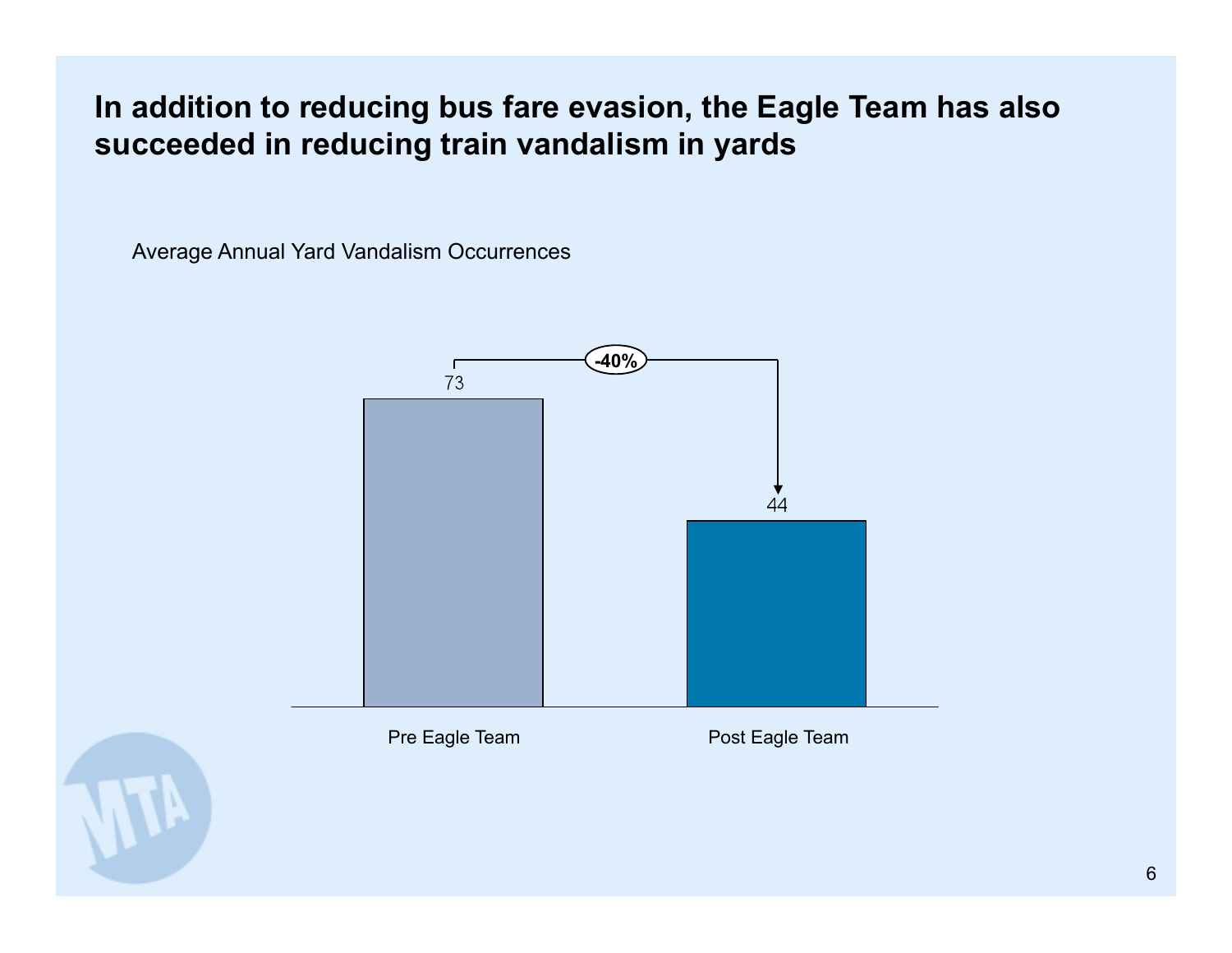# In addition to reducing bus fare evasion, the Eagle Team has also succeeded in reducing train vandalism in yards

Average Annual Yard Vandalism Occurrences

-40%

73

44

Pre Eagle Team

Post Eagle Team